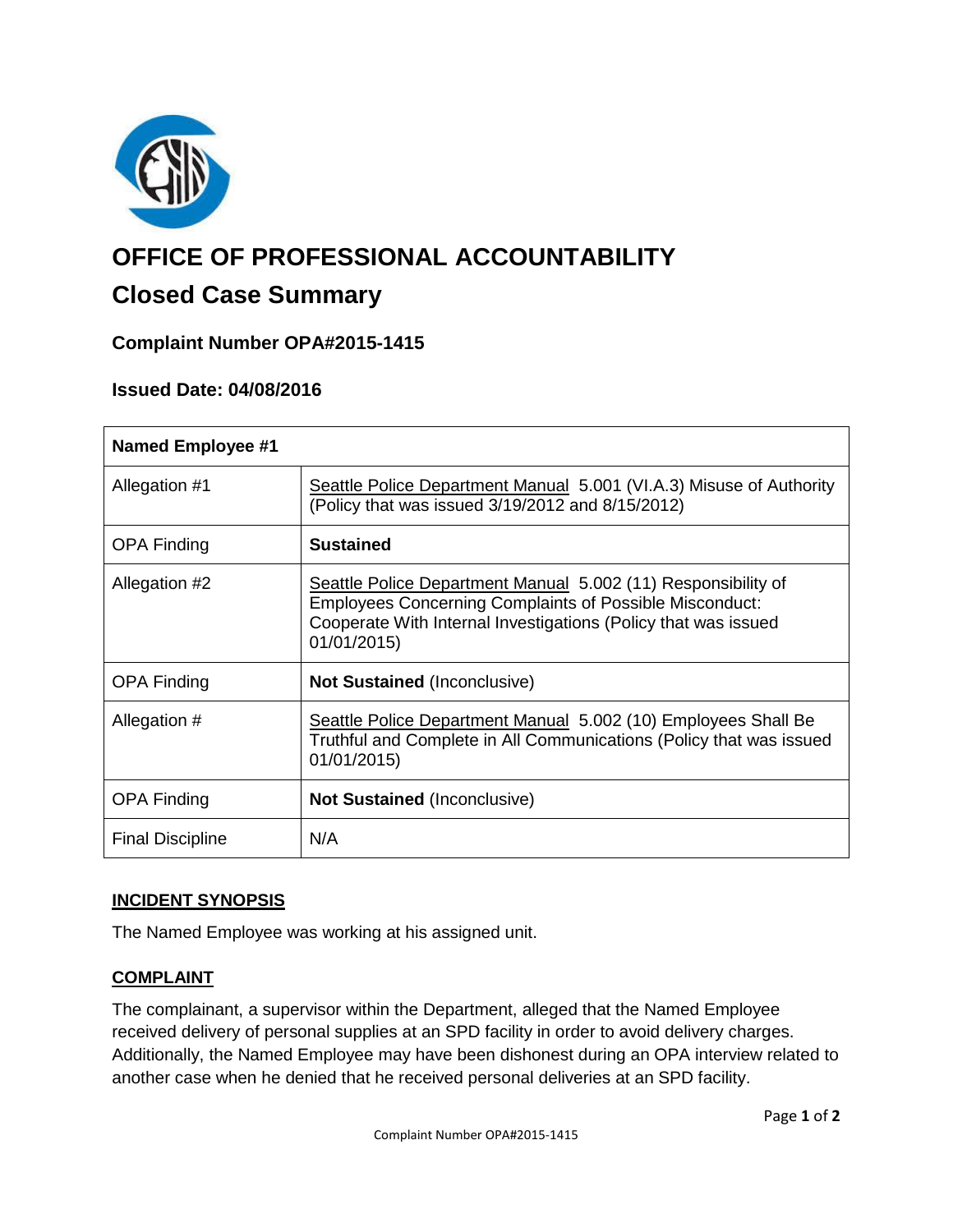# OFFICE OF PROFESSIONAL ACCOUNTABILITY

## Closed Case Summary

### Complaint Number OPA#2015-1415

### Issued Date: 04/08/2016

| Named Employee #1 | |
| --- | --- |
| Allegation #1 | Seattle Police Department Manual 5.001 (VI.A.3) Misuse of Authority (Policy that was issued 3/19/2012 and 8/15/2012) |
| OPA Finding | **Sustained** |
| Allegation #2 | Seattle Police Department Manual 5.002 (11) Responsibility of Employees Concerning Complaints of Possible Misconduct: Cooperate With Internal Investigations (Policy that was issued 01/01/2015) |
| OPA Finding | **Not Sustained** (Inconclusive) |
| Allegation # | Seattle Police Department Manual 5.002 (10) Employees Shall Be Truthful and Complete in All Communications (Policy that was issued 01/01/2015) |
| OPA Finding | **Not Sustained** (Inconclusive) |
| Final Discipline | N/A |

## INCIDENT SYNOPSIS

The Named Employee was working at his assigned unit.

## COMPLAINT

The complainant, a supervisor within the Department, alleged that the Named Employee received delivery of personal supplies at an SPD facility in order to avoid delivery charges. Additionally, the Named Employee may have been dishonest during an OPA interview related to another case when he denied that he received personal deliveries at an SPD facility.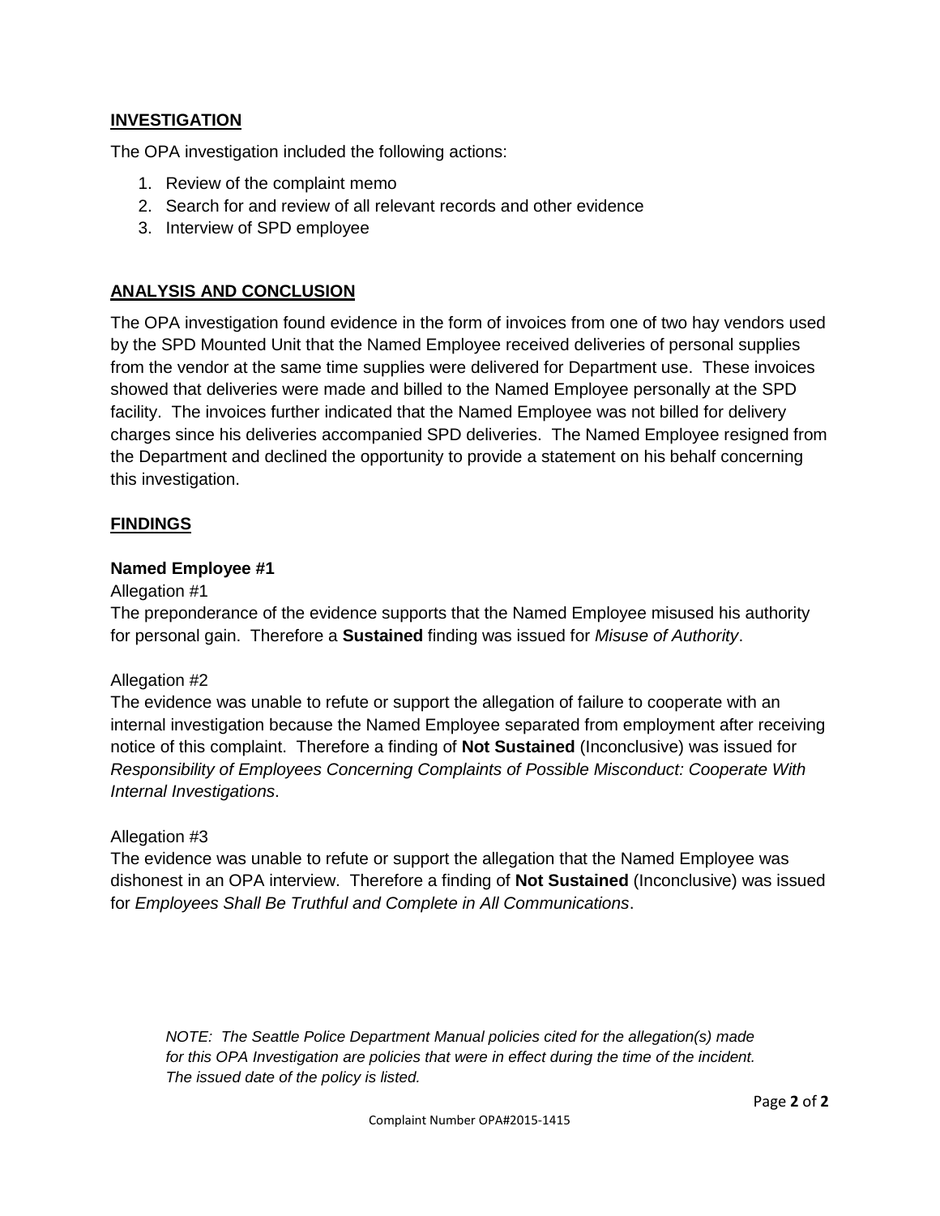## INVESTIGATION

The OPA investigation included the following actions:

1. Review of the complaint memo
2. Search for and review of all relevant records and other evidence
3. Interview of SPD employee

## ANALYSIS AND CONCLUSION

The OPA investigation found evidence in the form of invoices from one of two hay vendors used by the SPD Mounted Unit that the Named Employee received deliveries of personal supplies from the vendor at the same time supplies were delivered for Department use. These invoices showed that deliveries were made and billed to the Named Employee personally at the SPD facility. The invoices further indicated that the Named Employee was not billed for delivery charges since his deliveries accompanied SPD deliveries. The Named Employee resigned from the Department and declined the opportunity to provide a statement on his behalf concerning this investigation.

## FINDINGS

### Named Employee #1

Allegation #1

The preponderance of the evidence supports that the Named Employee misused his authority for personal gain. Therefore a **Sustained** finding was issued for *Misuse of Authority*.

Allegation #2

The evidence was unable to refute or support the allegation of failure to cooperate with an internal investigation because the Named Employee separated from employment after receiving notice of this complaint. Therefore a finding of **Not Sustained** (Inconclusive) was issued for *Responsibility of Employees Concerning Complaints of Possible Misconduct: Cooperate With Internal Investigations*.

Allegation #3

The evidence was unable to refute or support the allegation that the Named Employee was dishonest in an OPA interview. Therefore a finding of **Not Sustained** (Inconclusive) was issued for *Employees Shall Be Truthful and Complete in All Communications*.

*NOTE: The Seattle Police Department Manual policies cited for the allegation(s) made for this OPA Investigation are policies that were in effect during the time of the incident. The issued date of the policy is listed.*

Complaint Number OPA#2015-1415